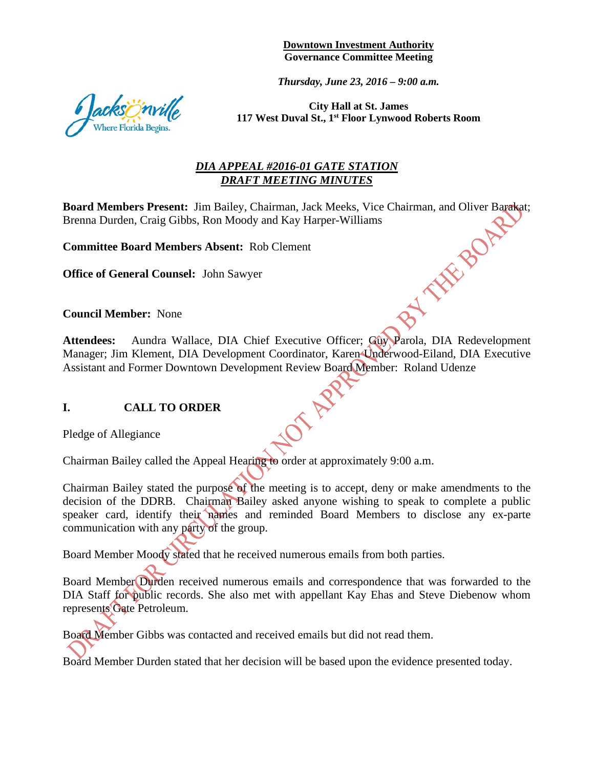**Downtown Investment Authority**
**Governance Committee Meeting**

*Thursday, June 23, 2016 – 9:00 a.m.*

**City Hall at St. James**
**117 West Duval St., 1st Floor Lynwood Roberts Room**

## *DIA APPEAL #2016-01 GATE STATION*
## *DRAFT MEETING MINUTES*

**Board Members Present:** Jim Bailey, Chairman, Jack Meeks, Vice Chairman, and Oliver Barakat; Brenna Durden, Craig Gibbs, Ron Moody and Kay Harper-Williams

**Committee Board Members Absent:** Rob Clement

**Office of General Counsel:** John Sawyer

**Council Member:** None

**Attendees:** Aundra Wallace, DIA Chief Executive Officer; Guy Parola, DIA Redevelopment Manager; Jim Klement, DIA Development Coordinator, Karen Underwood-Eiland, DIA Executive Assistant and Former Downtown Development Review Board Member: Roland Udenze

### I. CALL TO ORDER

Pledge of Allegiance

Chairman Bailey called the Appeal Hearing to order at approximately 9:00 a.m.

Chairman Bailey stated the purpose of the meeting is to accept, deny or make amendments to the decision of the DDRB. Chairman Bailey asked anyone wishing to speak to complete a public speaker card, identify their names and reminded Board Members to disclose any ex-parte communication with any party of the group.

Board Member Moody stated that he received numerous emails from both parties.

Board Member Durden received numerous emails and correspondence that was forwarded to the DIA Staff for public records. She also met with appellant Kay Ehas and Steve Diebenow whom represents Gate Petroleum.

Board Member Gibbs was contacted and received emails but did not read them.

Board Member Durden stated that her decision will be based upon the evidence presented today.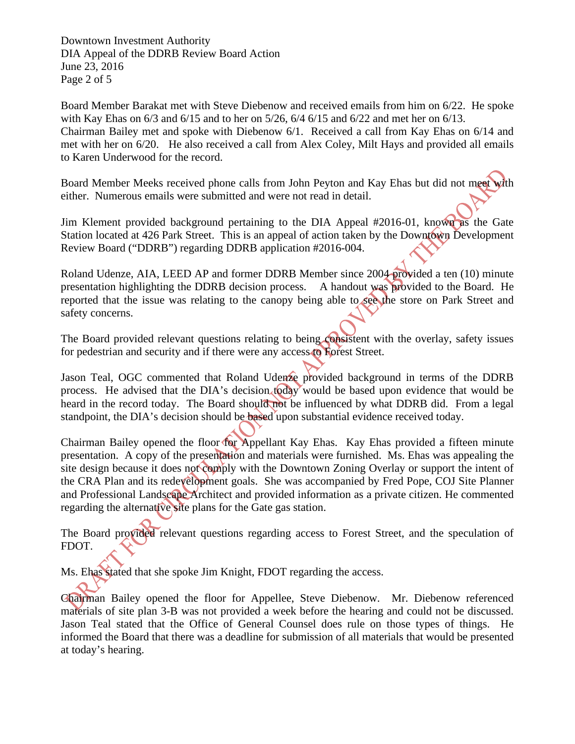Board Member Barakat met with Steve Diebenow and received emails from him on 6/22. He spoke with Kay Ehas on 6/3 and 6/15 and to her on 5/26, 6/4 6/15 and 6/22 and met her on 6/13. Chairman Bailey met and spoke with Diebenow 6/1. Received a call from Kay Ehas on 6/14 and met with her on 6/20. He also received a call from Alex Coley, Milt Hays and provided all emails to Karen Underwood for the record.

Board Member Meeks received phone calls from John Peyton and Kay Ehas but did not meet with either. Numerous emails were submitted and were not read in detail.

Jim Klement provided background pertaining to the DIA Appeal #2016-01, known as the Gate Station located at 426 Park Street. This is an appeal of action taken by the Downtown Development Review Board ("DDRB") regarding DDRB application #2016-004.

Roland Udenze, AIA, LEED AP and former DDRB Member since 2004 provided a ten (10) minute presentation highlighting the DDRB decision process. A handout was provided to the Board. He reported that the issue was relating to the canopy being able to see the store on Park Street and safety concerns.

The Board provided relevant questions relating to being consistent with the overlay, safety issues for pedestrian and security and if there were any access to Forest Street.

Jason Teal, OGC commented that Roland Udenze provided background in terms of the DDRB process. He advised that the DIA's decision today would be based upon evidence that would be heard in the record today. The Board should not be influenced by what DDRB did. From a legal standpoint, the DIA's decision should be based upon substantial evidence received today.

Chairman Bailey opened the floor for Appellant Kay Ehas. Kay Ehas provided a fifteen minute presentation. A copy of the presentation and materials were furnished. Ms. Ehas was appealing the site design because it does not comply with the Downtown Zoning Overlay or support the intent of the CRA Plan and its redevelopment goals. She was accompanied by Fred Pope, COJ Site Planner and Professional Landscape Architect and provided information as a private citizen. He commented regarding the alternative site plans for the Gate gas station.

The Board provided relevant questions regarding access to Forest Street, and the speculation of FDOT.

Ms. Ehas stated that she spoke Jim Knight, FDOT regarding the access.

Chairman Bailey opened the floor for Appellee, Steve Diebenow. Mr. Diebenow referenced materials of site plan 3-B was not provided a week before the hearing and could not be discussed. Jason Teal stated that the Office of General Counsel does rule on those types of things. He informed the Board that there was a deadline for submission of all materials that would be presented at today's hearing.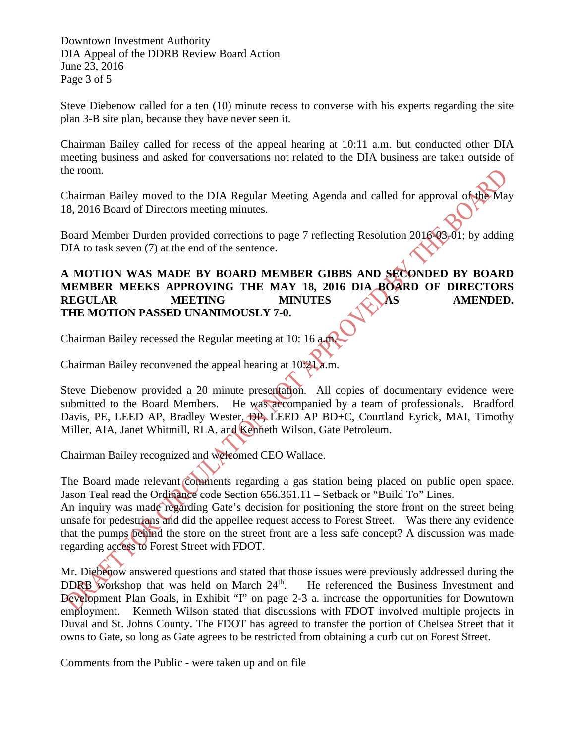Steve Diebenow called for a ten (10) minute recess to converse with his experts regarding the site plan 3-B site plan, because they have never seen it.

Chairman Bailey called for recess of the appeal hearing at 10:11 a.m. but conducted other DIA meeting business and asked for conversations not related to the DIA business are taken outside of the room.

Chairman Bailey moved to the DIA Regular Meeting Agenda and called for approval of the May 18, 2016 Board of Directors meeting minutes.

Board Member Durden provided corrections to page 7 reflecting Resolution 2016-03-01; by adding DIA to task seven (7) at the end of the sentence.

**A MOTION WAS MADE BY BOARD MEMBER GIBBS AND SECONDED BY BOARD MEMBER MEEKS APPROVING THE MAY 18, 2016 DIA BOARD OF DIRECTORS REGULAR MEETING MINUTES AS AMENDED. THE MOTION PASSED UNANIMOUSLY 7-0.**

Chairman Bailey recessed the Regular meeting at 10: 16 a.m.

Chairman Bailey reconvened the appeal hearing at 10:21 a.m.

Steve Diebenow provided a 20 minute presentation. All copies of documentary evidence were submitted to the Board Members. He was accompanied by a team of professionals. Bradford Davis, PE, LEED AP, Bradley Wester, DP, LEED AP BD+C, Courtland Eyrick, MAI, Timothy Miller, AIA, Janet Whitmill, RLA, and Kenneth Wilson, Gate Petroleum.

Chairman Bailey recognized and welcomed CEO Wallace.

The Board made relevant comments regarding a gas station being placed on public open space. Jason Teal read the Ordinance code Section 656.361.11 – Setback or "Build To" Lines.
An inquiry was made regarding Gate's decision for positioning the store front on the street being unsafe for pedestrians and did the appellee request access to Forest Street. Was there any evidence that the pumps behind the store on the street front are a less safe concept? A discussion was made regarding access to Forest Street with FDOT.

Mr. Diebenow answered questions and stated that those issues were previously addressed during the DDRB workshop that was held on March 24th. He referenced the Business Investment and Development Plan Goals, in Exhibit "I" on page 2-3 a. increase the opportunities for Downtown employment. Kenneth Wilson stated that discussions with FDOT involved multiple projects in Duval and St. Johns County. The FDOT has agreed to transfer the portion of Chelsea Street that it owns to Gate, so long as Gate agrees to be restricted from obtaining a curb cut on Forest Street.

Comments from the Public - were taken up and on file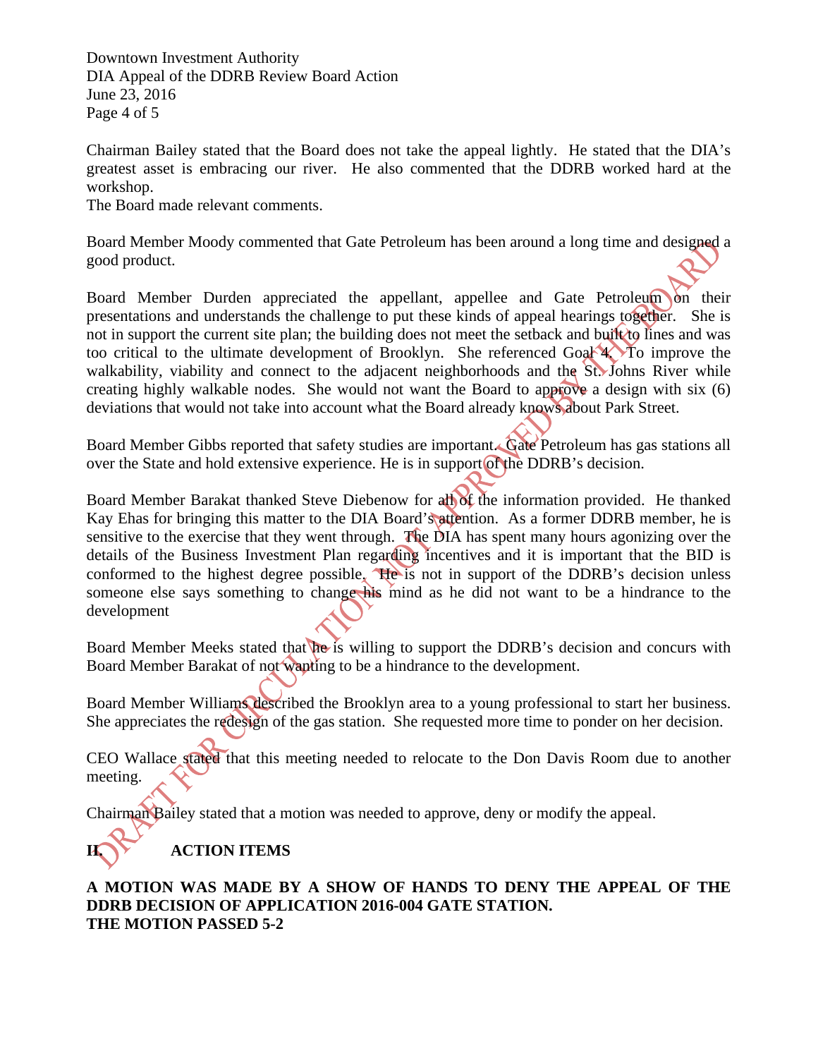Chairman Bailey stated that the Board does not take the appeal lightly. He stated that the DIA's greatest asset is embracing our river. He also commented that the DDRB worked hard at the workshop.
The Board made relevant comments.

Board Member Moody commented that Gate Petroleum has been around a long time and designed a good product.

Board Member Durden appreciated the appellant, appellee and Gate Petroleum on their presentations and understands the challenge to put these kinds of appeal hearings together. She is not in support the current site plan; the building does not meet the setback and built to lines and was too critical to the ultimate development of Brooklyn. She referenced Goal 4. To improve the walkability, viability and connect to the adjacent neighborhoods and the St. Johns River while creating highly walkable nodes. She would not want the Board to approve a design with six (6) deviations that would not take into account what the Board already knows about Park Street.

Board Member Gibbs reported that safety studies are important. Gate Petroleum has gas stations all over the State and hold extensive experience. He is in support of the DDRB's decision.

Board Member Barakat thanked Steve Diebenow for all of the information provided. He thanked Kay Ehas for bringing this matter to the DIA Board's attention. As a former DDRB member, he is sensitive to the exercise that they went through. The DIA has spent many hours agonizing over the details of the Business Investment Plan regarding incentives and it is important that the BID is conformed to the highest degree possible. He is not in support of the DDRB's decision unless someone else says something to change his mind as he did not want to be a hindrance to the development

Board Member Meeks stated that he is willing to support the DDRB's decision and concurs with Board Member Barakat of not wanting to be a hindrance to the development.

Board Member Williams described the Brooklyn area to a young professional to start her business. She appreciates the redesign of the gas station. She requested more time to ponder on her decision.

CEO Wallace stated that this meeting needed to relocate to the Don Davis Room due to another meeting.

Chairman Bailey stated that a motion was needed to approve, deny or modify the appeal.

## II. ACTION ITEMS

**A MOTION WAS MADE BY A SHOW OF HANDS TO DENY THE APPEAL OF THE DDRB DECISION OF APPLICATION 2016-004 GATE STATION.**
**THE MOTION PASSED 5-2**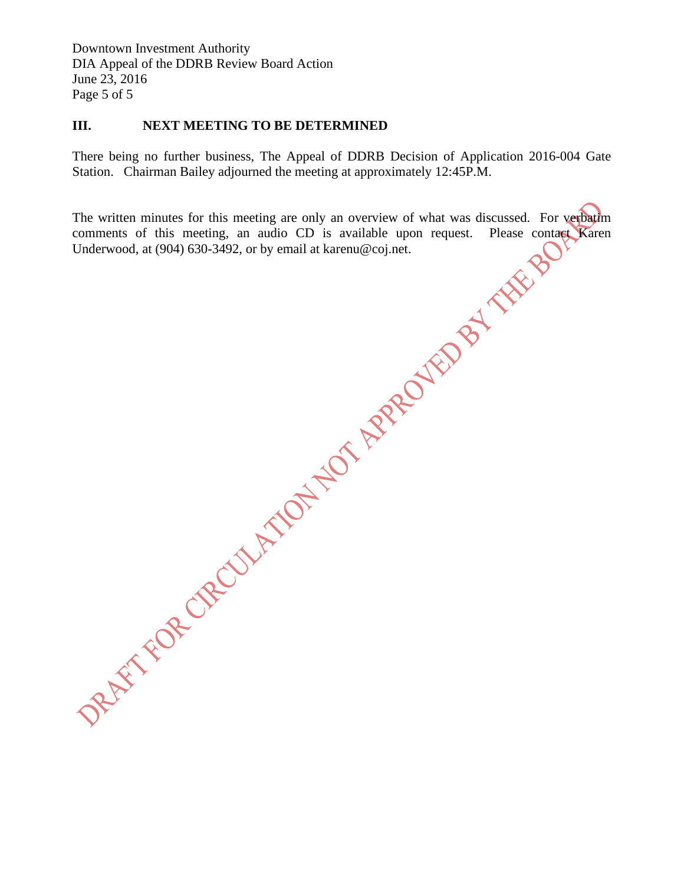### III. NEXT MEETING TO BE DETERMINED

There being no further business, The Appeal of DDRB Decision of Application 2016-004 Gate Station. Chairman Bailey adjourned the meeting at approximately 12:45P.M.

The written minutes for this meeting are only an overview of what was discussed. For verbatim comments of this meeting, an audio CD is available upon request. Please contact Karen Underwood, at (904) 630-3492, or by email at karenu@coj.net.

DRAFT FOR CIRCULATION NOT APPROVED BY THE BOARD